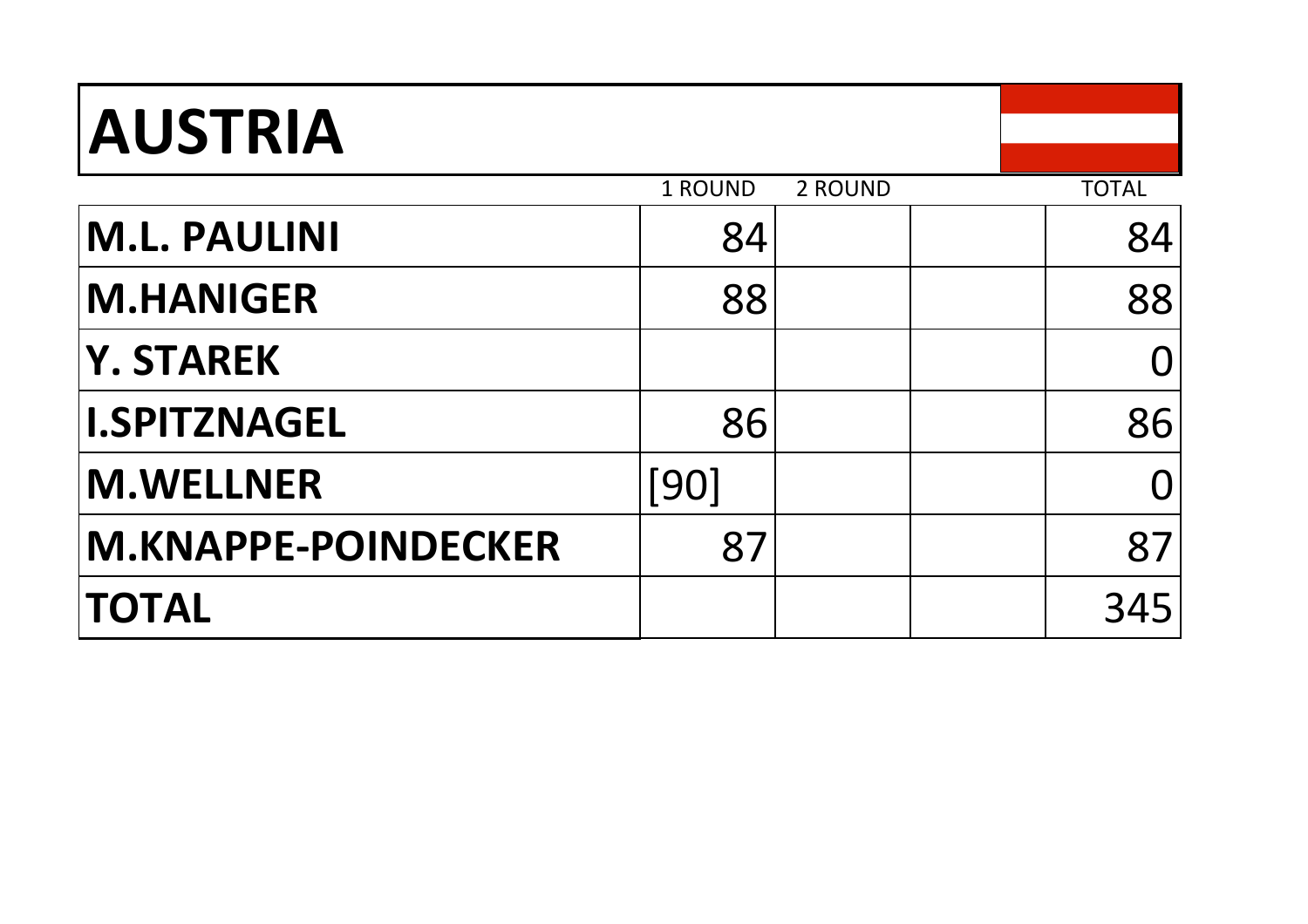# AUSTRIA

| | 1 ROUND | 2 ROUND | | TOTAL |
|---|---|---|---|---|
| **M.L. PAULINI** | 84 | | | 84 |
| **M.HANIGER** | 88 | | | 88 |
| **Y. STAREK** | | | | 0 |
| **I.SPITZNAGEL** | 86 | | | 86 |
| **M.WELLNER** | [90] | | | 0 |
| **M.KNAPPE-POINDECKER** | 87 | | | 87 |
| **TOTAL** | | | | 345 |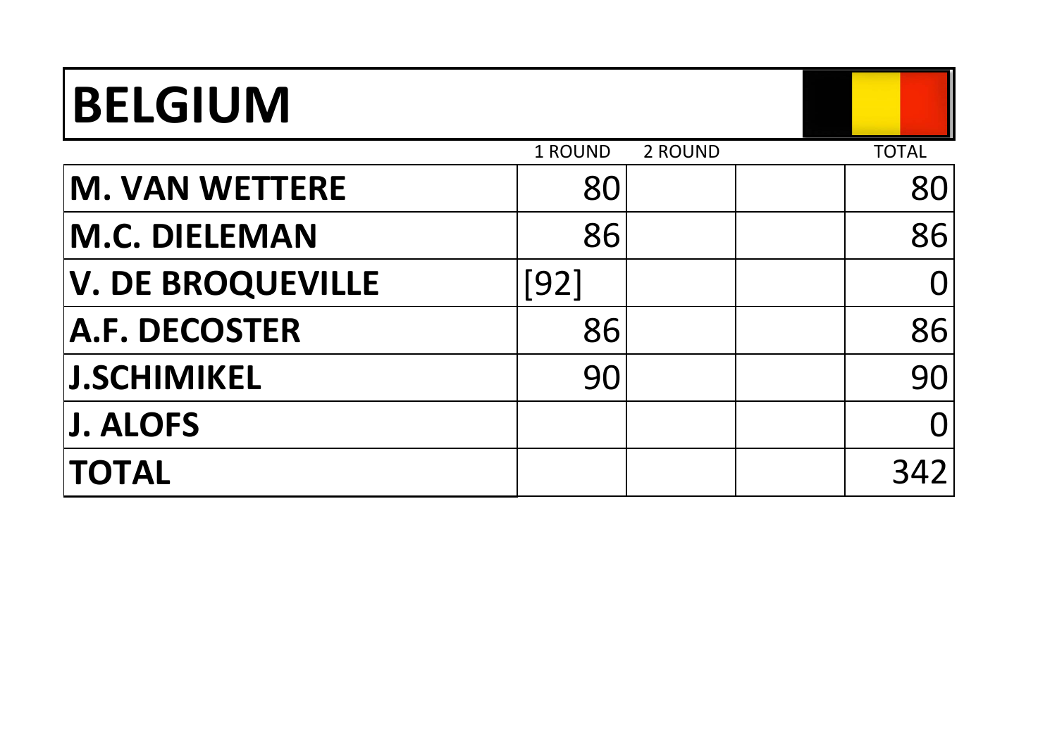# BELGIUM

| | 1 ROUND | 2 ROUND | | TOTAL |
|---|---|---|---|---|
| **M. VAN WETTERE** | 80 | | | 80 |
| **M.C. DIELEMAN** | 86 | | | 86 |
| **V. DE BROQUEVILLE** | [92] | | | 0 |
| **A.F. DECOSTER** | 86 | | | 86 |
| **J.SCHIMIKEL** | 90 | | | 90 |
| **J. ALOFS** | | | | 0 |
| **TOTAL** | | | | 342 |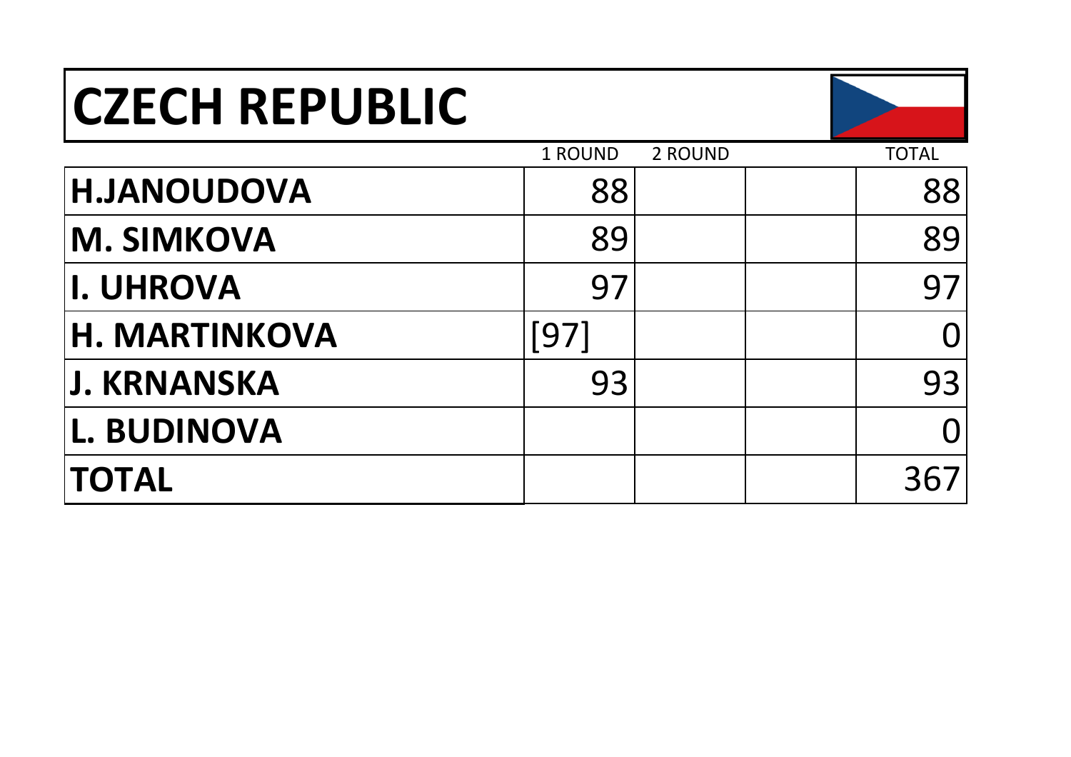# CZECH REPUBLIC

| | 1 ROUND | 2 ROUND | | TOTAL |
|---|---|---|---|---|
| **H.JANOUDOVA** | 88 | | | 88 |
| **M. SIMKOVA** | 89 | | | 89 |
| **I. UHROVA** | 97 | | | 97 |
| **H. MARTINKOVA** | [97] | | | 0 |
| **J. KRNANSKA** | 93 | | | 93 |
| **L. BUDINOVA** | | | | 0 |
| **TOTAL** | | | | 367 |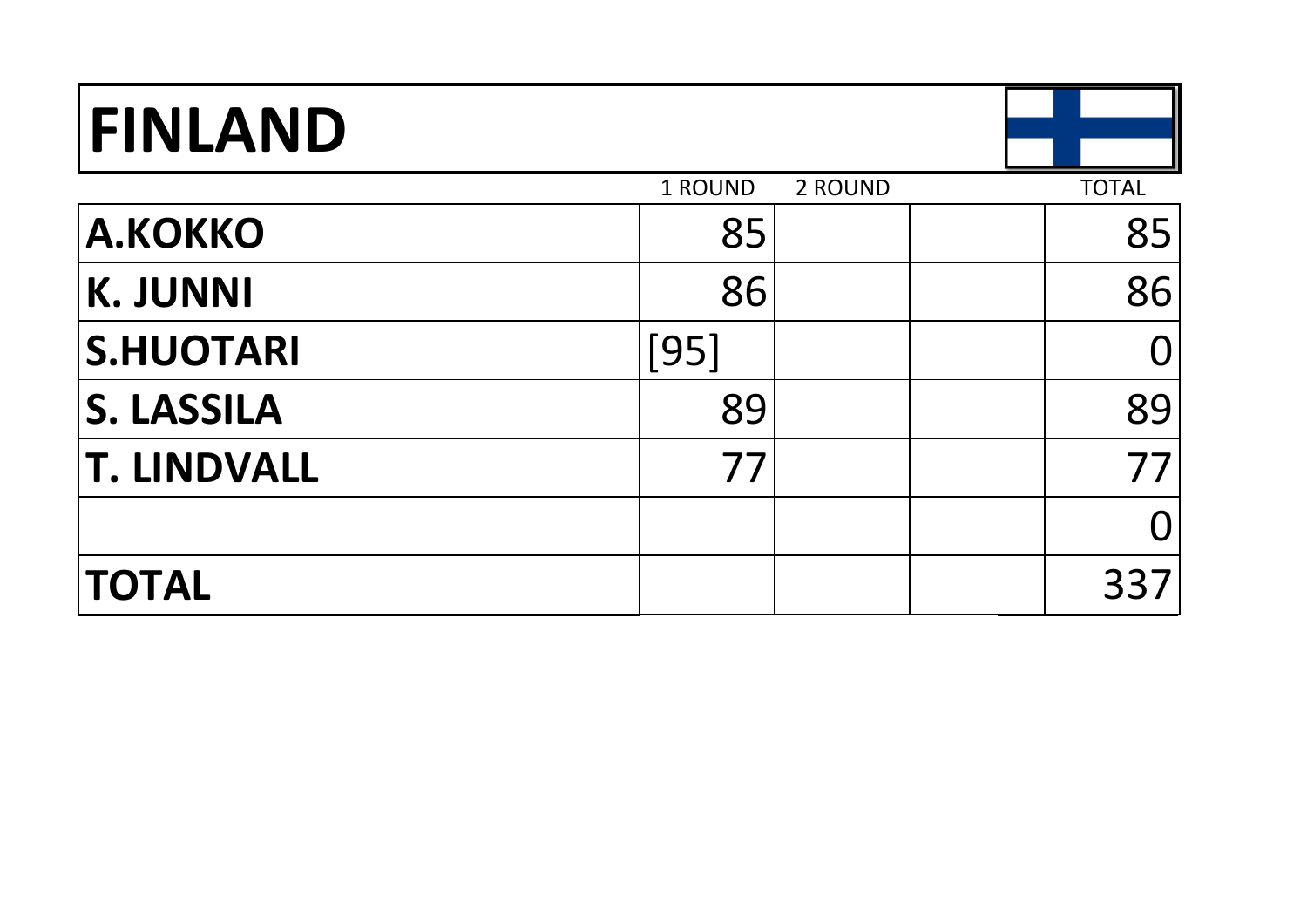# FINLAND

| | 1 ROUND | 2 ROUND | | TOTAL |
|---|---|---|---|---|
| **A.KOKKO** | 85 | | | 85 |
| **K. JUNNI** | 86 | | | 86 |
| **S.HUOTARI** | [95] | | | 0 |
| **S. LASSILA** | 89 | | | 89 |
| **T. LINDVALL** | 77 | | | 77 |
| | | | | 0 |
| **TOTAL** | | | | 337 |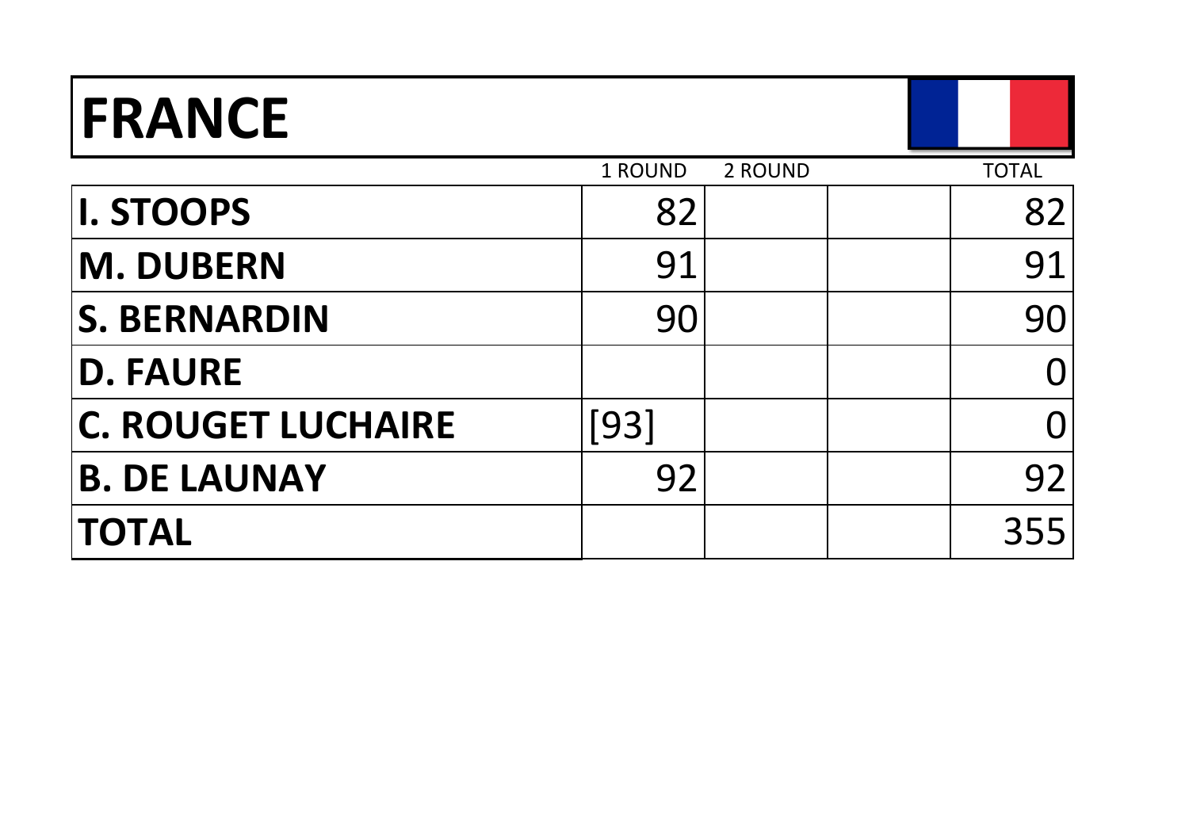# FRANCE

| | 1 ROUND | 2 ROUND | | TOTAL |
|---|---|---|---|---|
| **I. STOOPS** | 82 | | | 82 |
| **M. DUBERN** | 91 | | | 91 |
| **S. BERNARDIN** | 90 | | | 90 |
| **D. FAURE** | | | | 0 |
| **C. ROUGET LUCHAIRE** | [93] | | | 0 |
| **B. DE LAUNAY** | 92 | | | 92 |
| **TOTAL** | | | | 355 |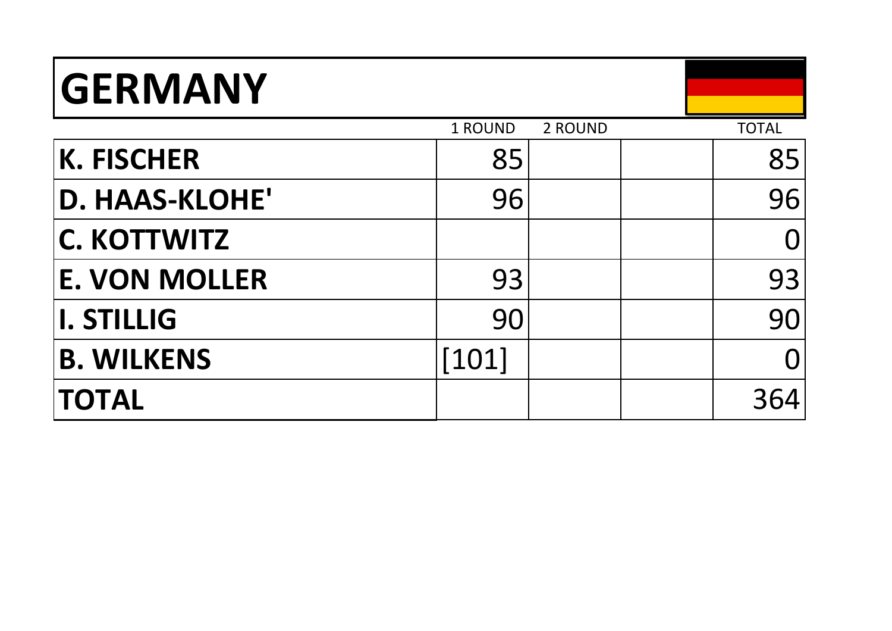# GERMANY

| | 1 ROUND | 2 ROUND | | TOTAL |
|---|---|---|---|---|
| **K. FISCHER** | 85 | | | 85 |
| **D. HAAS-KLOHE'** | 96 | | | 96 |
| **C. KOTTWITZ** | | | | 0 |
| **E. VON MOLLER** | 93 | | | 93 |
| **I. STILLIG** | 90 | | | 90 |
| **B. WILKENS** | [101] | | | 0 |
| **TOTAL** | | | | 364 |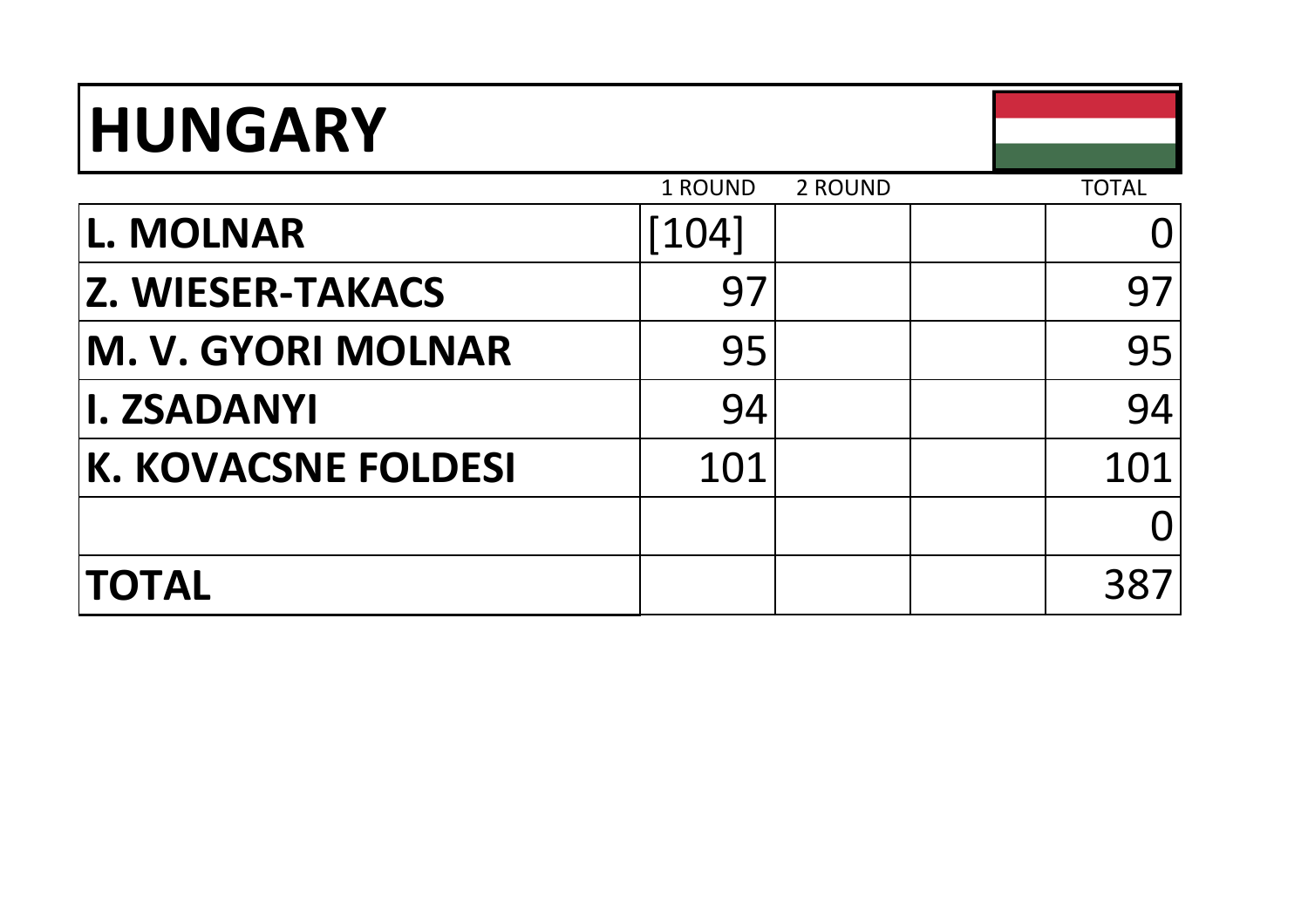# HUNGARY

| | 1 ROUND | 2 ROUND | | TOTAL |
|---|---|---|---|---|
| **L. MOLNAR** | [104] | | | 0 |
| **Z. WIESER-TAKACS** | 97 | | | 97 |
| **M. V. GYORI MOLNAR** | 95 | | | 95 |
| **I. ZSADANYI** | 94 | | | 94 |
| **K. KOVACSNE FOLDESI** | 101 | | | 101 |
| | | | | 0 |
| **TOTAL** | | | | 387 |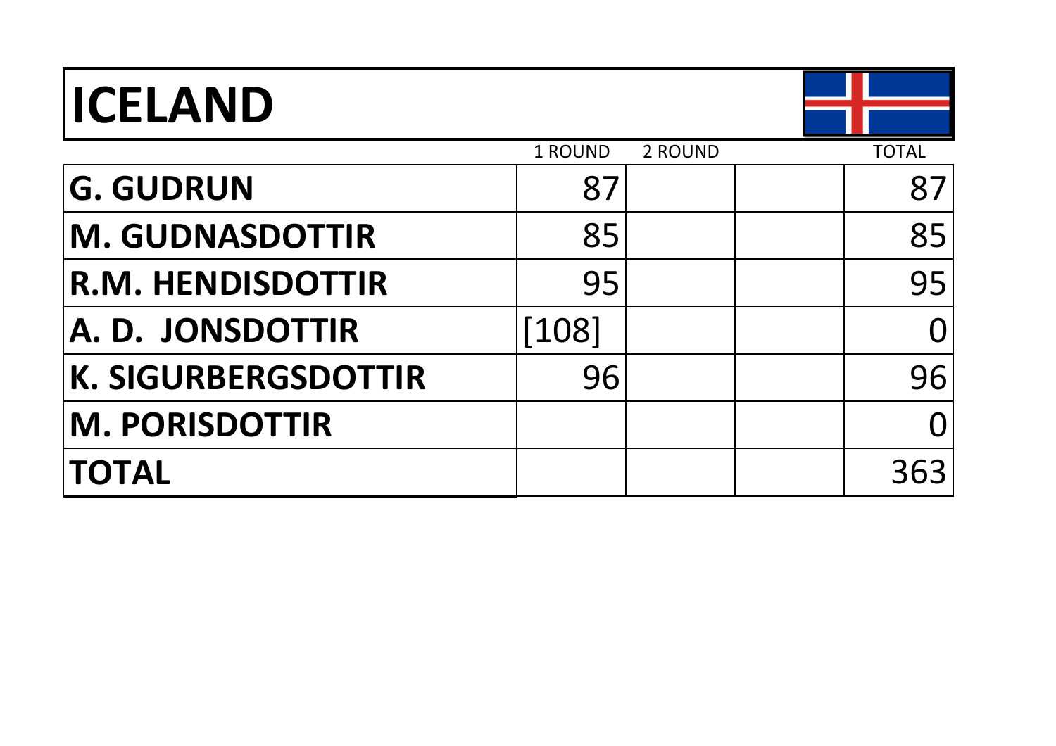# ICELAND

| | 1 ROUND | 2 ROUND | | TOTAL |
|---|---|---|---|---|
| **G. GUDRUN** | 87 | | | 87 |
| **M. GUDNASDOTTIR** | 85 | | | 85 |
| **R.M. HENDISDOTTIR** | 95 | | | 95 |
| **A. D. JONSDOTTIR** | [108] | | | 0 |
| **K. SIGURBERGSDOTTIR** | 96 | | | 96 |
| **M. PORISDOTTIR** | | | | 0 |
| **TOTAL** | | | | 363 |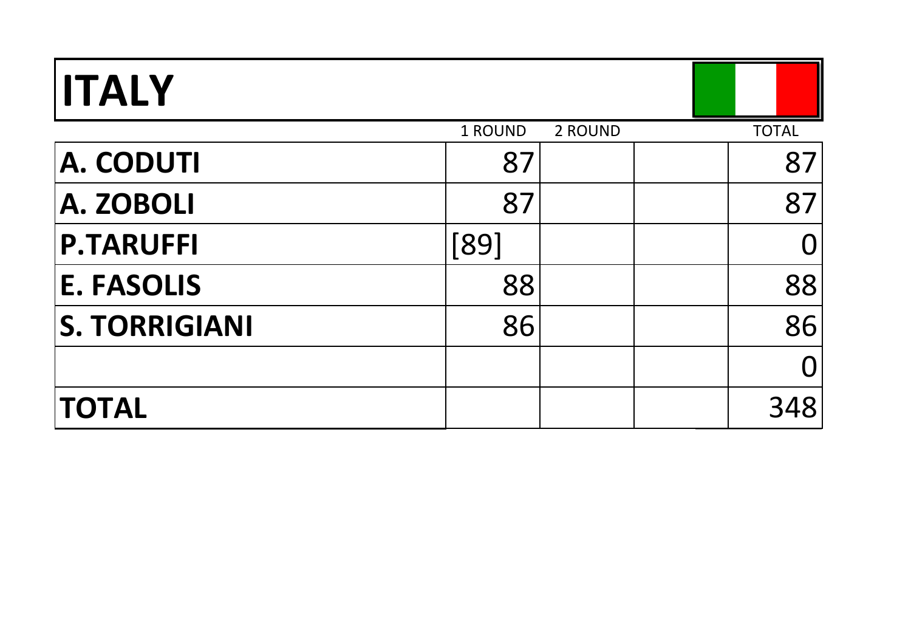# ITALY

| | 1 ROUND | 2 ROUND | | TOTAL |
|---|---|---|---|---|
| A. CODUTI | 87 | | | 87 |
| A. ZOBOLI | 87 | | | 87 |
| P.TARUFFI | [89] | | | 0 |
| E. FASOLIS | 88 | | | 88 |
| S. TORRIGIANI | 86 | | | 86 |
| | | | | 0 |
| TOTAL | | | | 348 |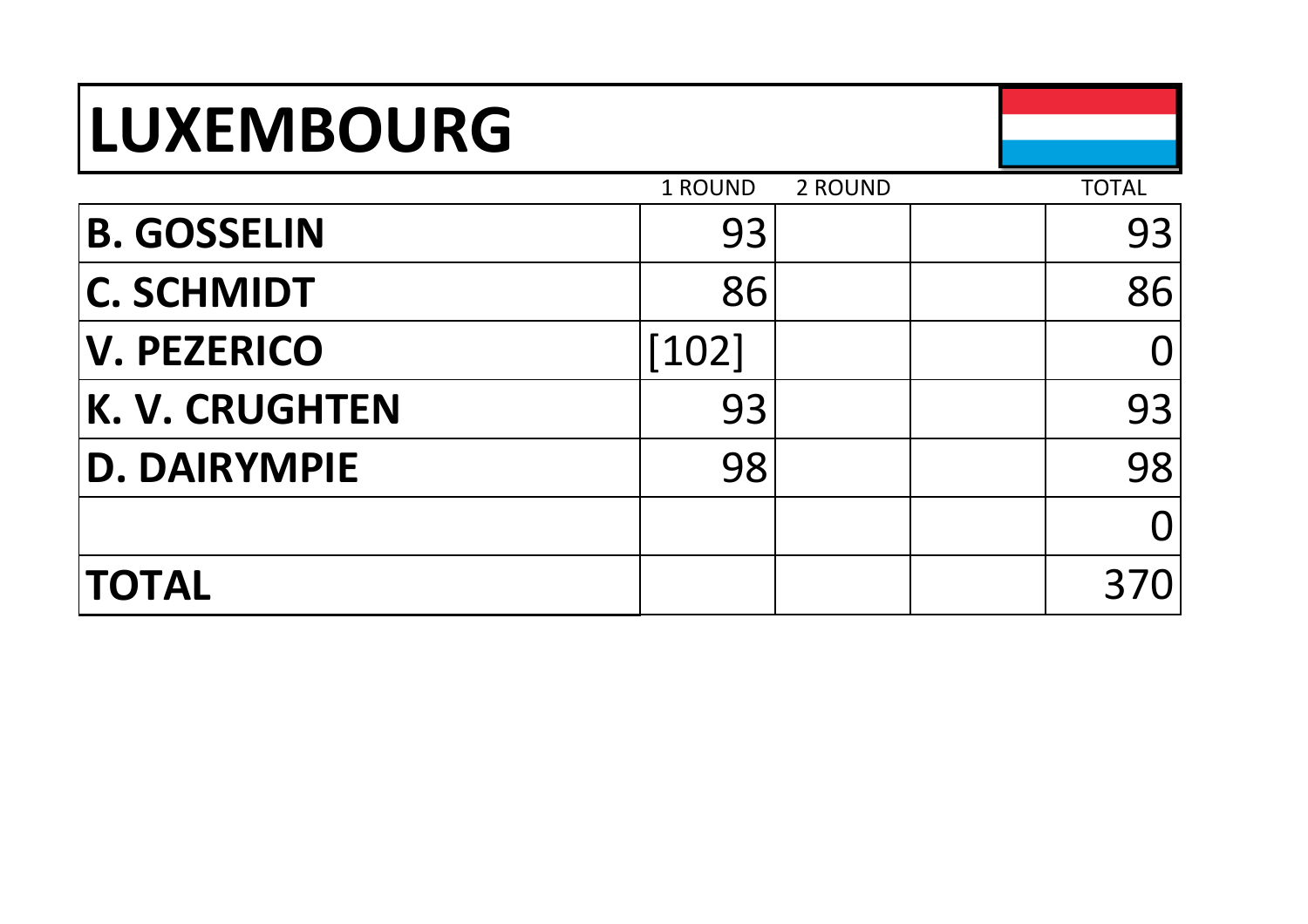# LUXEMBOURG

| | 1 ROUND | 2 ROUND | | TOTAL |
|---|---|---|---|---|
| **B. GOSSELIN** | 93 | | | 93 |
| **C. SCHMIDT** | 86 | | | 86 |
| **V. PEZERICO** | [102] | | | 0 |
| **K. V. CRUGHTEN** | 93 | | | 93 |
| **D. DAIRYMPIE** | 98 | | | 98 |
| | | | | 0 |
| **TOTAL** | | | | 370 |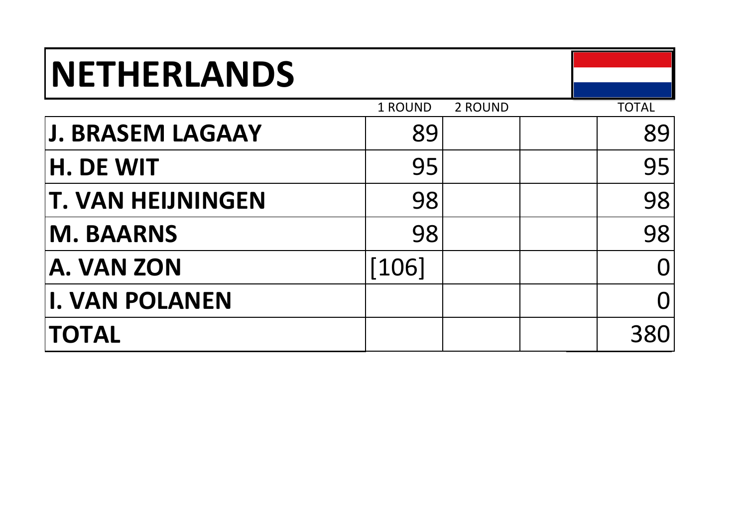# NETHERLANDS

| | 1 ROUND | 2 ROUND | | TOTAL |
|---|---|---|---|---|
| **J. BRASEM LAGAAY** | 89 | | | 89 |
| **H. DE WIT** | 95 | | | 95 |
| **T. VAN HEIJNINGEN** | 98 | | | 98 |
| **M. BAARNS** | 98 | | | 98 |
| **A. VAN ZON** | [106] | | | 0 |
| **I. VAN POLANEN** | | | | 0 |
| **TOTAL** | | | | 380 |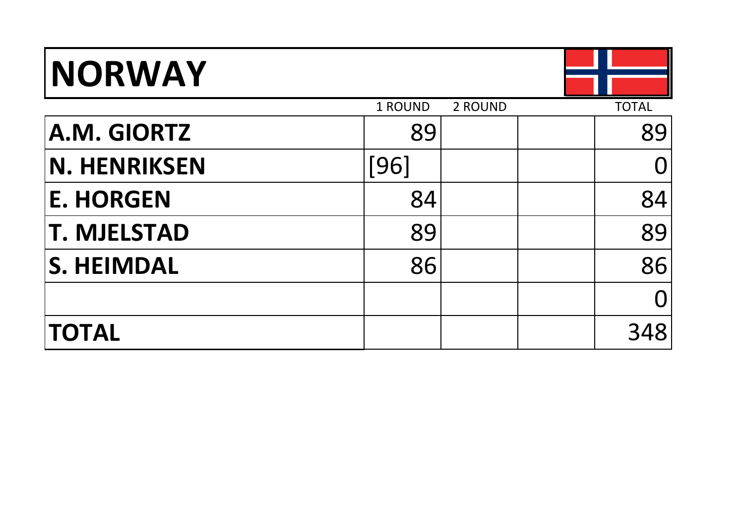# NORWAY

| | 1 ROUND | 2 ROUND | | TOTAL |
|---|---|---|---|---|
| **A.M. GIORTZ** | 89 | | | 89 |
| **N. HENRIKSEN** | [96] | | | 0 |
| **E. HORGEN** | 84 | | | 84 |
| **T. MJELSTAD** | 89 | | | 89 |
| **S. HEIMDAL** | 86 | | | 86 |
| | | | | 0 |
| **TOTAL** | | | | 348 |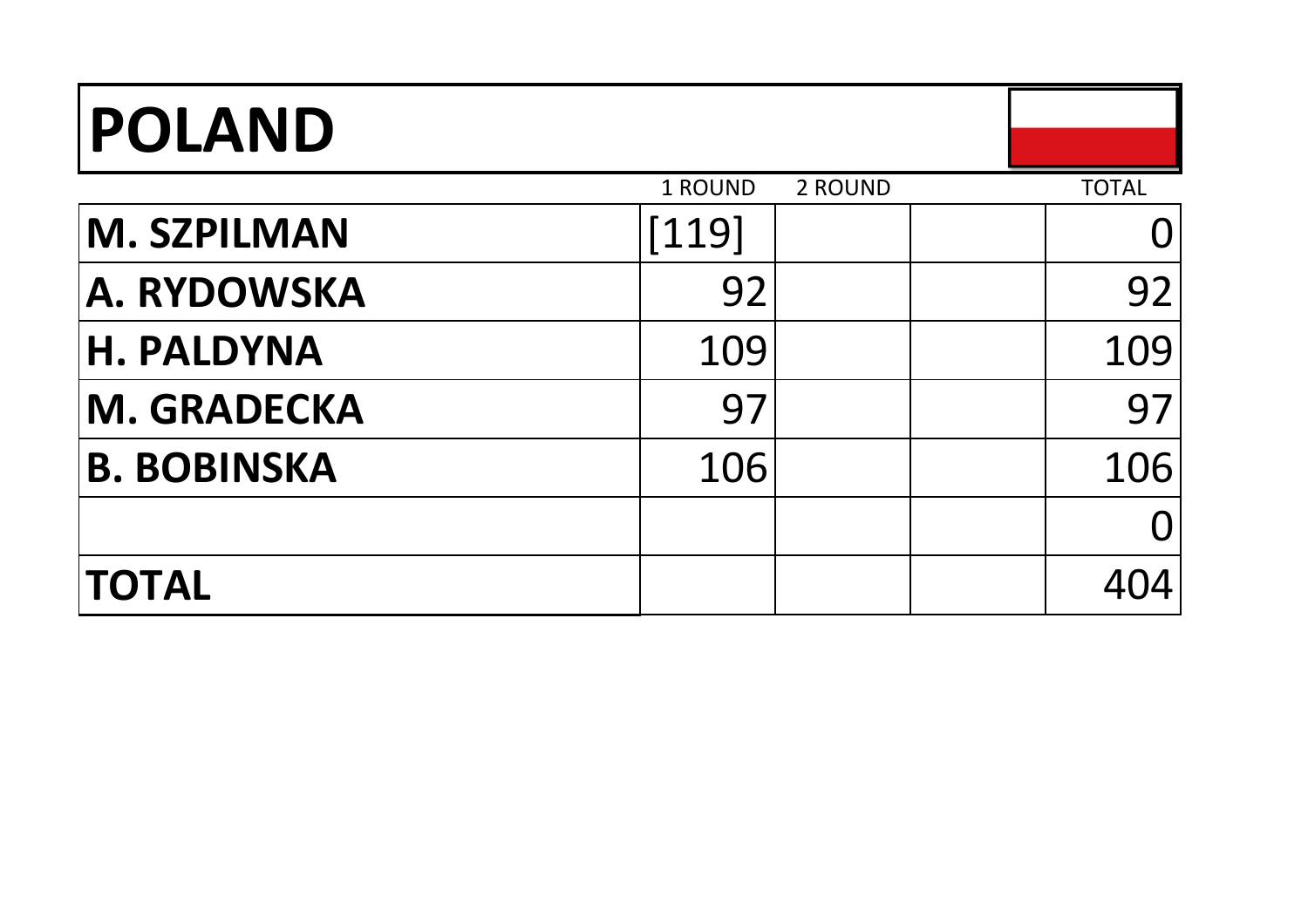# POLAND

| | 1 ROUND | 2 ROUND | | TOTAL |
|---|---|---|---|---|
| **M. SZPILMAN** | [119] | | | 0 |
| **A. RYDOWSKA** | 92 | | | 92 |
| **H. PALDYNA** | 109 | | | 109 |
| **M. GRADECKA** | 97 | | | 97 |
| **B. BOBINSKA** | 106 | | | 106 |
| | | | | 0 |
| **TOTAL** | | | | 404 |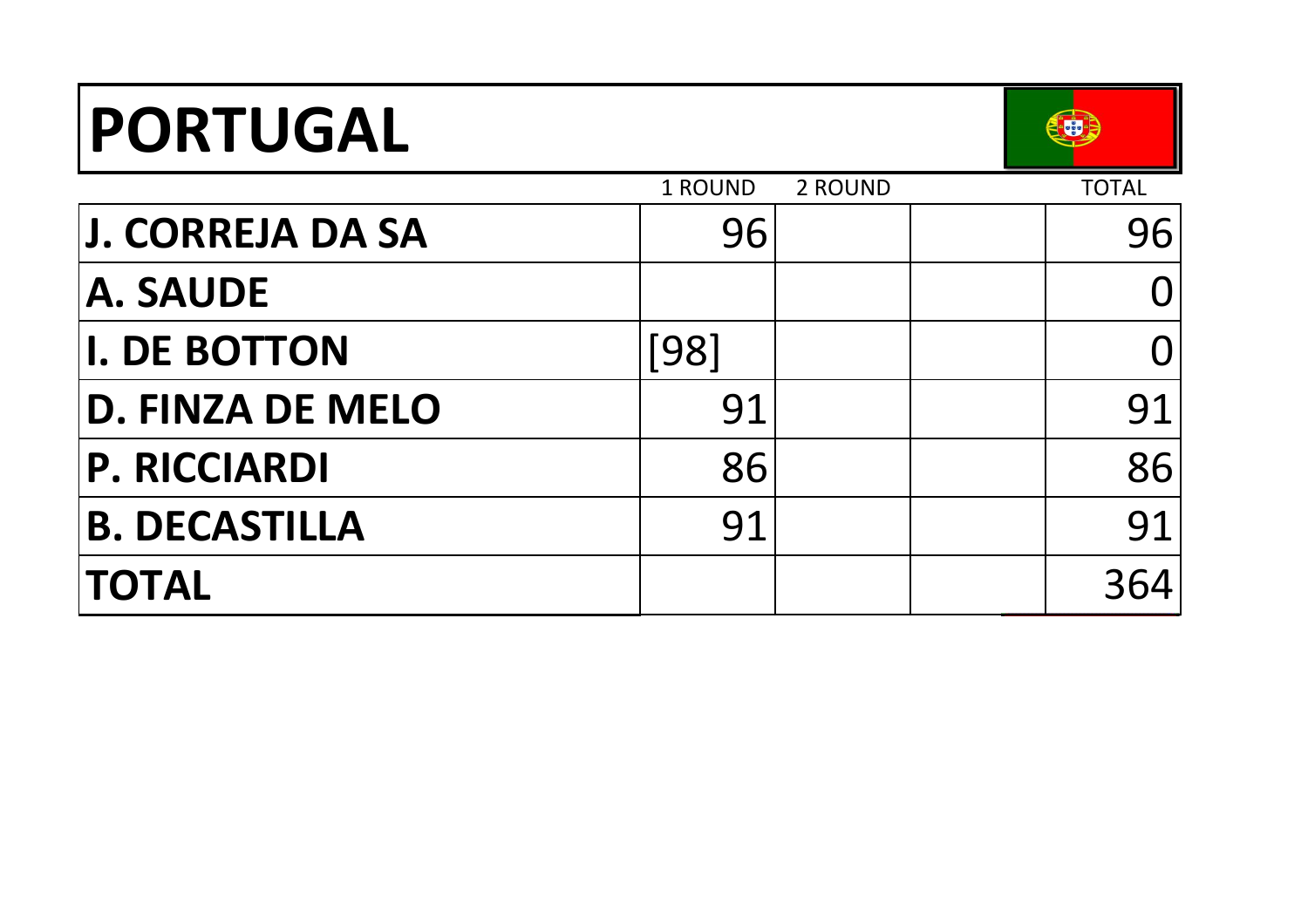# PORTUGAL

| | 1 ROUND | 2 ROUND | | TOTAL |
|---|---|---|---|---|
| **J. CORREJA DA SA** | 96 | | | 96 |
| **A. SAUDE** | | | | 0 |
| **I. DE BOTTON** | [98] | | | 0 |
| **D. FINZA DE MELO** | 91 | | | 91 |
| **P. RICCIARDI** | 86 | | | 86 |
| **B. DECASTILLA** | 91 | | | 91 |
| **TOTAL** | | | | 364 |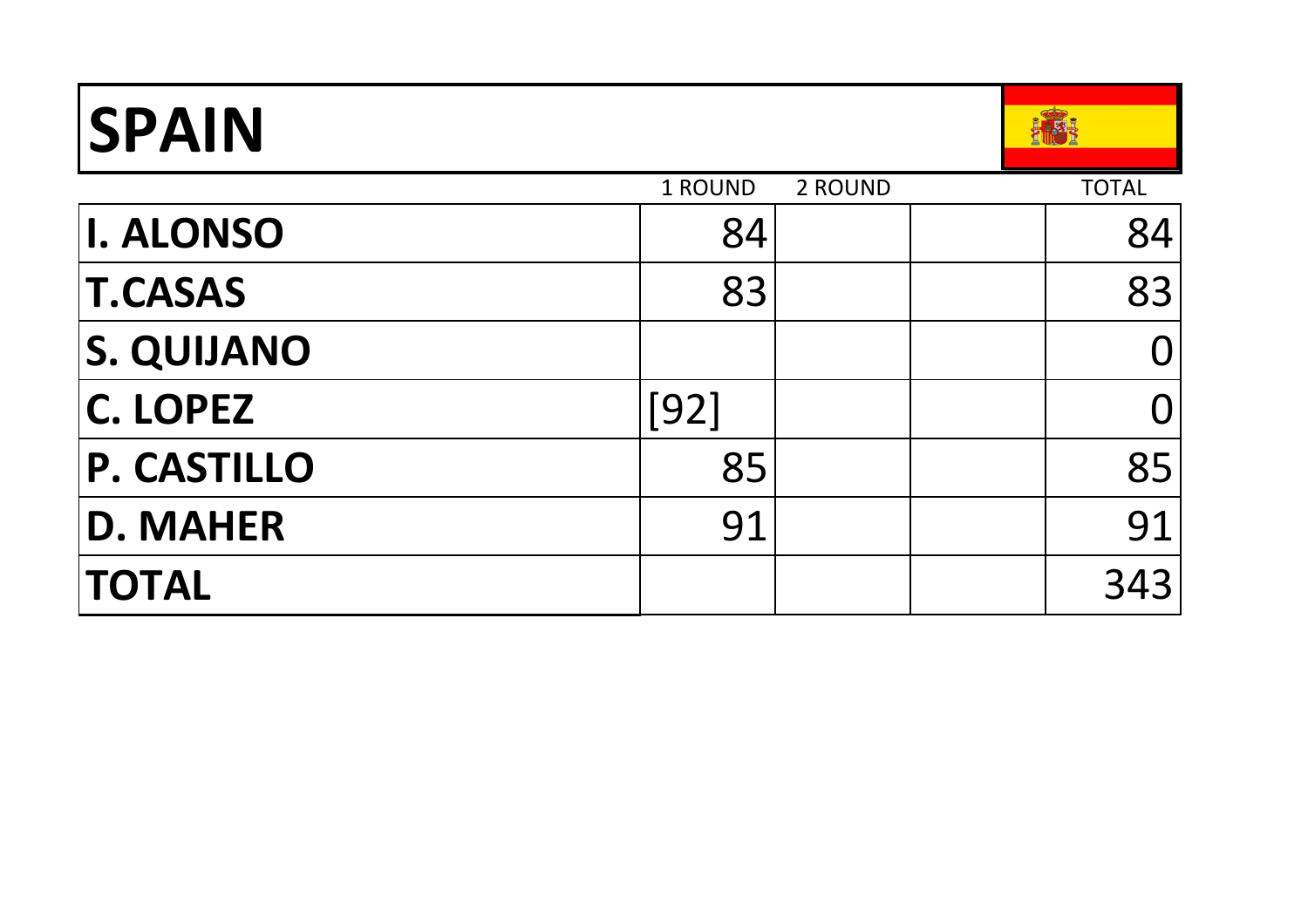# SPAIN

| | 1 ROUND | 2 ROUND | | TOTAL |
|---|---|---|---|---|
| **I. ALONSO** | 84 | | | 84 |
| **T.CASAS** | 83 | | | 83 |
| **S. QUIJANO** | | | | 0 |
| **C. LOPEZ** | [92] | | | 0 |
| **P. CASTILLO** | 85 | | | 85 |
| **D. MAHER** | 91 | | | 91 |
| **TOTAL** | | | | 343 |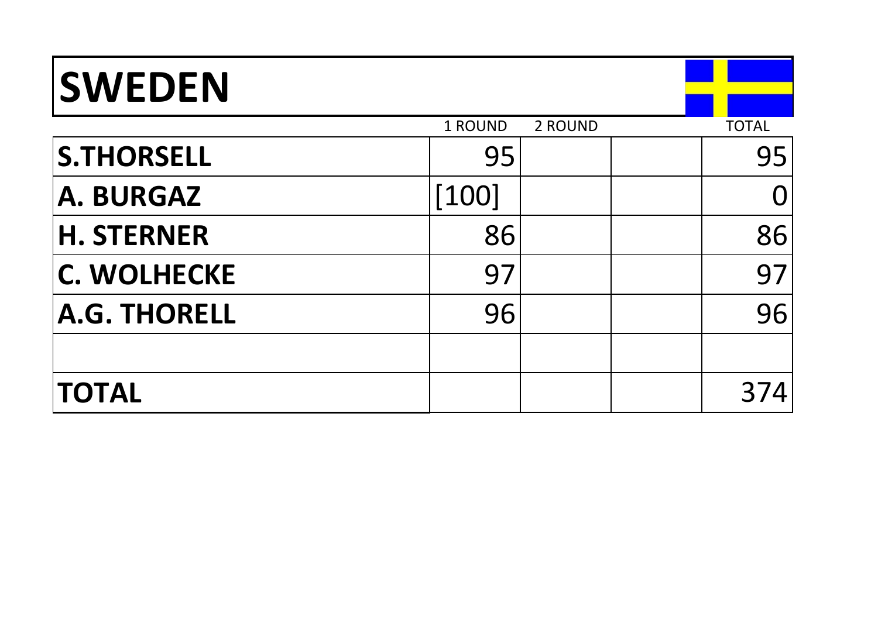# SWEDEN

| | 1 ROUND | 2 ROUND | | TOTAL |
|---|---|---|---|---|
| **S.THORSELL** | 95 | | | 95 |
| **A. BURGAZ** | [100] | | | 0 |
| **H. STERNER** | 86 | | | 86 |
| **C. WOLHECKE** | 97 | | | 97 |
| **A.G. THORELL** | 96 | | | 96 |
| | | | | |
| **TOTAL** | | | | 374 |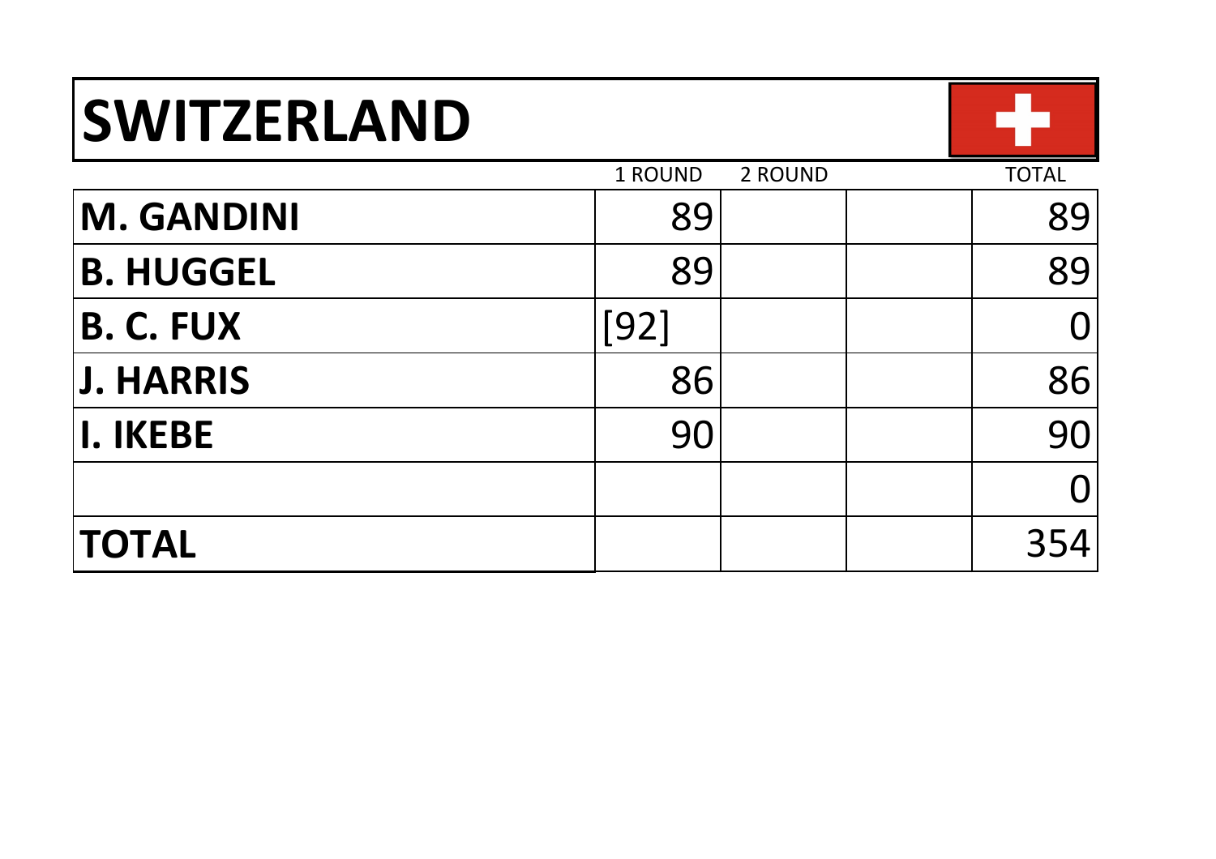# SWITZERLAND

| | 1 ROUND | 2 ROUND | | TOTAL |
|---|---|---|---|---|
| **M. GANDINI** | 89 | | | 89 |
| **B. HUGGEL** | 89 | | | 89 |
| **B. C. FUX** | [92] | | | 0 |
| **J. HARRIS** | 86 | | | 86 |
| **I. IKEBE** | 90 | | | 90 |
| | | | | 0 |
| **TOTAL** | | | | 354 |